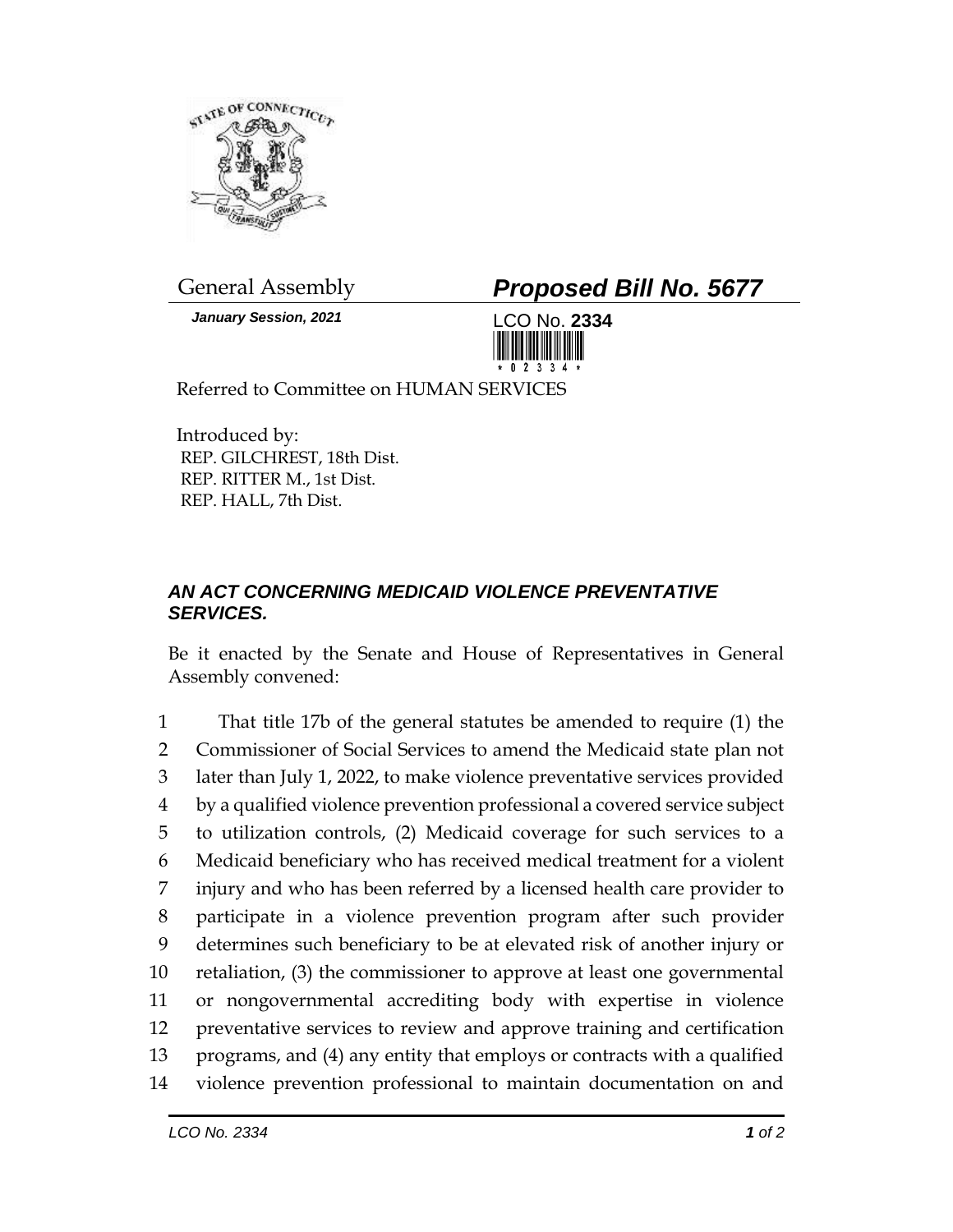General Assembly

# *Proposed Bill No. 5677*

***January Session, 2021***

LCO No. **2334**

Referred to Committee on HUMAN SERVICES

Introduced by:
REP. GILCHREST, 18th Dist.
REP. RITTER M., 1st Dist.
REP. HALL, 7th Dist.

## *AN ACT CONCERNING MEDICAID VIOLENCE PREVENTATIVE SERVICES.*

Be it enacted by the Senate and House of Representatives in General Assembly convened:

That title 17b of the general statutes be amended to require (1) the Commissioner of Social Services to amend the Medicaid state plan not later than July 1, 2022, to make violence preventative services provided by a qualified violence prevention professional a covered service subject to utilization controls, (2) Medicaid coverage for such services to a Medicaid beneficiary who has received medical treatment for a violent injury and who has been referred by a licensed health care provider to participate in a violence prevention program after such provider determines such beneficiary to be at elevated risk of another injury or retaliation, (3) the commissioner to approve at least one governmental or nongovernmental accrediting body with expertise in violence preventative services to review and approve training and certification programs, and (4) any entity that employs or contracts with a qualified violence prevention professional to maintain documentation on and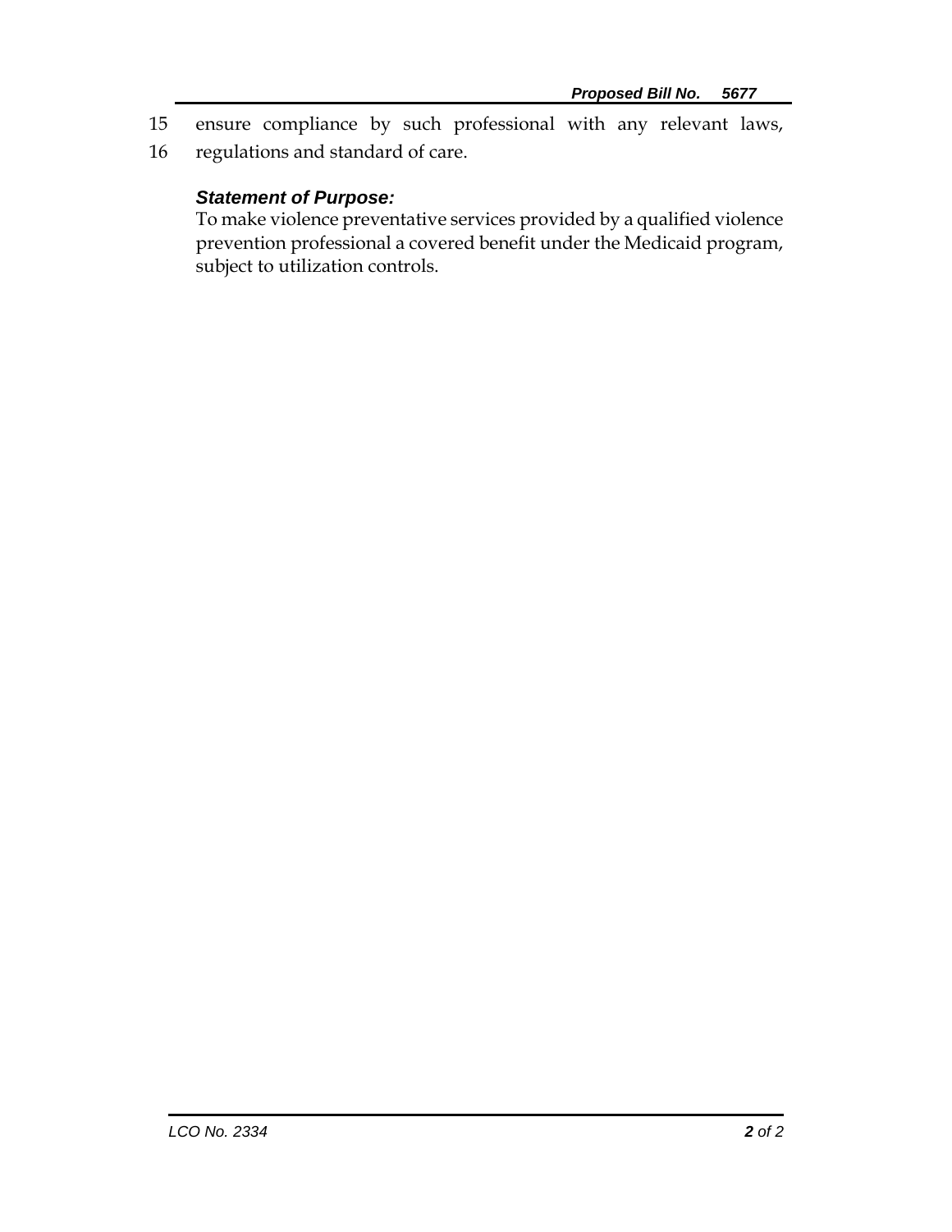15 ensure compliance by such professional with any relevant laws,
16 regulations and standard of care.

### *Statement of Purpose:*

To make violence preventative services provided by a qualified violence prevention professional a covered benefit under the Medicaid program, subject to utilization controls.